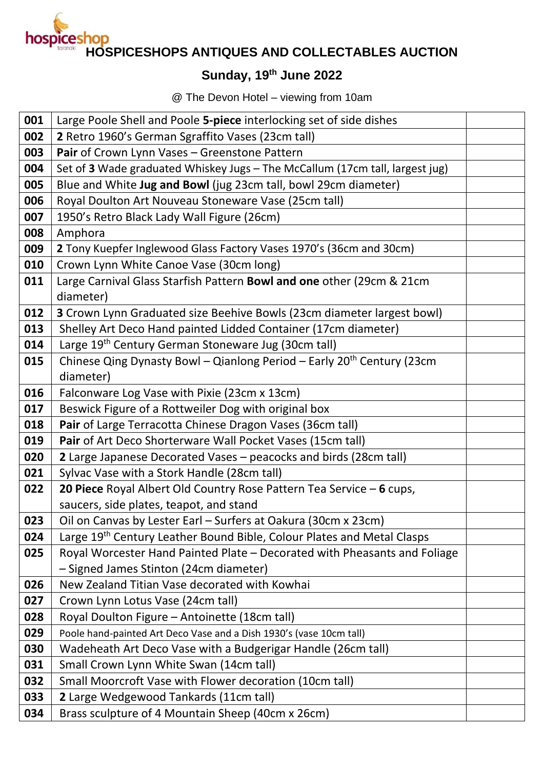hospiceshop taranaki

# HOSPICESHOPS ANTIQUES AND COLLECTABLES AUCTION

## Sunday, 19th June 2022

@ The Devon Hotel – viewing from 10am

| | | |
|---|---|---|
| **001** | Large Poole Shell and Poole **5-piece** interlocking set of side dishes | |
| **002** | **2** Retro 1960's German Sgraffito Vases (23cm tall) | |
| **003** | **Pair** of Crown Lynn Vases – Greenstone Pattern | |
| **004** | Set of **3** Wade graduated Whiskey Jugs – The McCallum (17cm tall, largest jug) | |
| **005** | Blue and White **Jug and Bowl** (jug 23cm tall, bowl 29cm diameter) | |
| **006** | Royal Doulton Art Nouveau Stoneware Vase (25cm tall) | |
| **007** | 1950's Retro Black Lady Wall Figure (26cm) | |
| **008** | Amphora | |
| **009** | **2** Tony Kuepfer Inglewood Glass Factory Vases 1970's (36cm and 30cm) | |
| **010** | Crown Lynn White Canoe Vase (30cm long) | |
| **011** | Large Carnival Glass Starfish Pattern **Bowl and one** other (29cm & 21cm diameter) | |
| **012** | **3** Crown Lynn Graduated size Beehive Bowls (23cm diameter largest bowl) | |
| **013** | Shelley Art Deco Hand painted Lidded Container (17cm diameter) | |
| **014** | Large 19th Century German Stoneware Jug (30cm tall) | |
| **015** | Chinese Qing Dynasty Bowl – Qianlong Period – Early 20th Century (23cm diameter) | |
| **016** | Falconware Log Vase with Pixie (23cm x 13cm) | |
| **017** | Beswick Figure of a Rottweiler Dog with original box | |
| **018** | **Pair** of Large Terracotta Chinese Dragon Vases (36cm tall) | |
| **019** | **Pair** of Art Deco Shorterware Wall Pocket Vases (15cm tall) | |
| **020** | **2** Large Japanese Decorated Vases – peacocks and birds (28cm tall) | |
| **021** | Sylvac Vase with a Stork Handle (28cm tall) | |
| **022** | **20 Piece** Royal Albert Old Country Rose Pattern Tea Service – **6** cups, saucers, side plates, teapot, and stand | |
| **023** | Oil on Canvas by Lester Earl – Surfers at Oakura (30cm x 23cm) | |
| **024** | Large 19th Century Leather Bound Bible, Colour Plates and Metal Clasps | |
| **025** | Royal Worcester Hand Painted Plate – Decorated with Pheasants and Foliage – Signed James Stinton (24cm diameter) | |
| **026** | New Zealand Titian Vase decorated with Kowhai | |
| **027** | Crown Lynn Lotus Vase (24cm tall) | |
| **028** | Royal Doulton Figure – Antoinette (18cm tall) | |
| **029** | Poole hand-painted Art Deco Vase and a Dish 1930's (vase 10cm tall) | |
| **030** | Wadeheath Art Deco Vase with a Budgerigar Handle (26cm tall) | |
| **031** | Small Crown Lynn White Swan (14cm tall) | |
| **032** | Small Moorcroft Vase with Flower decoration (10cm tall) | |
| **033** | **2** Large Wedgewood Tankards (11cm tall) | |
| **034** | Brass sculpture of 4 Mountain Sheep (40cm x 26cm) | |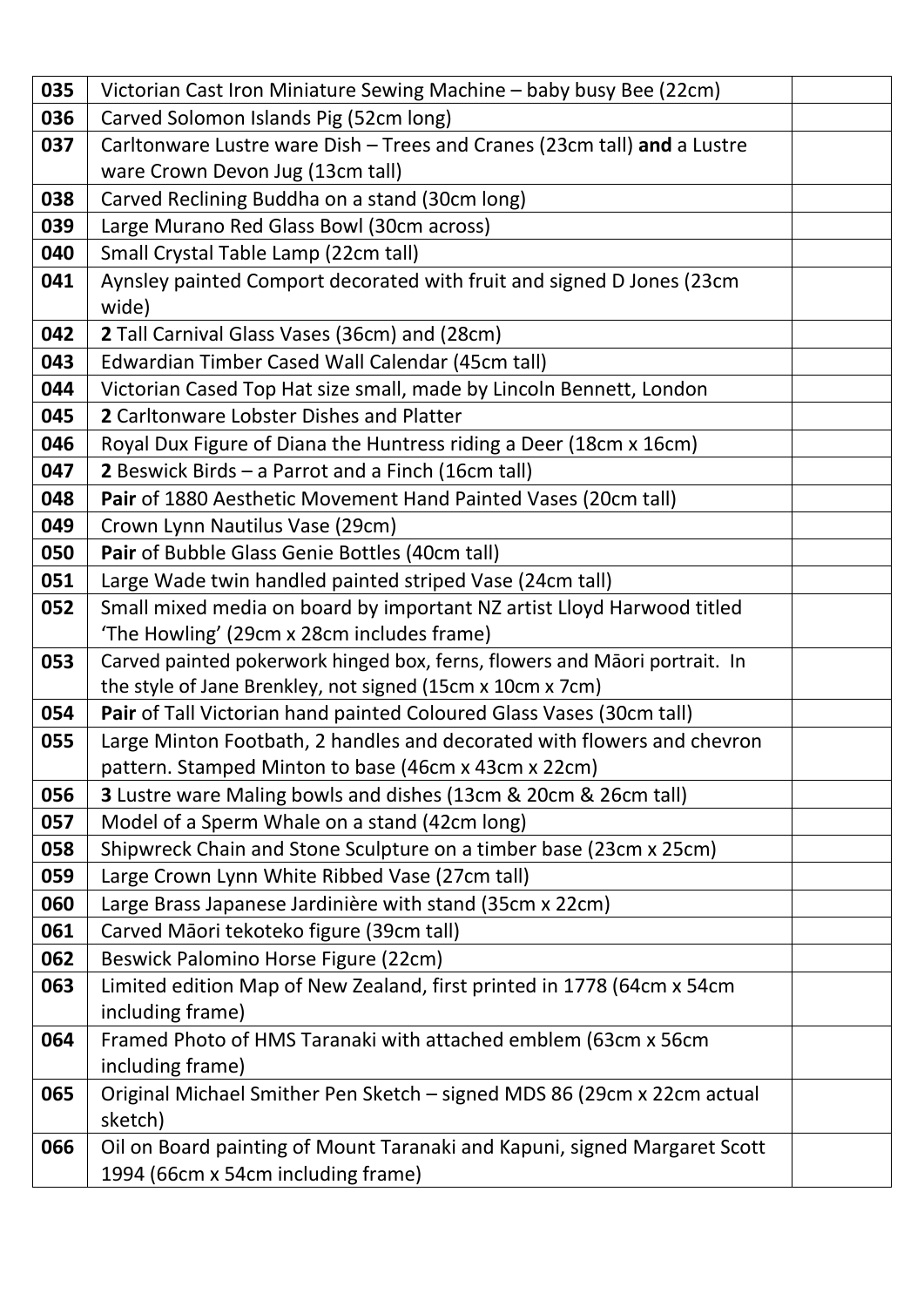| 035 | Victorian Cast Iron Miniature Sewing Machine – baby busy Bee (22cm) | |
|---|---|---|
| 036 | Carved Solomon Islands Pig (52cm long) | |
| 037 | Carltonware Lustre ware Dish – Trees and Cranes (23cm tall) **and** a Lustre ware Crown Devon Jug (13cm tall) | |
| 038 | Carved Reclining Buddha on a stand (30cm long) | |
| 039 | Large Murano Red Glass Bowl (30cm across) | |
| 040 | Small Crystal Table Lamp (22cm tall) | |
| 041 | Aynsley painted Comport decorated with fruit and signed D Jones (23cm wide) | |
| 042 | **2** Tall Carnival Glass Vases (36cm) and (28cm) | |
| 043 | Edwardian Timber Cased Wall Calendar (45cm tall) | |
| 044 | Victorian Cased Top Hat size small, made by Lincoln Bennett, London | |
| 045 | **2** Carltonware Lobster Dishes and Platter | |
| 046 | Royal Dux Figure of Diana the Huntress riding a Deer (18cm x 16cm) | |
| 047 | **2** Beswick Birds – a Parrot and a Finch (16cm tall) | |
| 048 | **Pair** of 1880 Aesthetic Movement Hand Painted Vases (20cm tall) | |
| 049 | Crown Lynn Nautilus Vase (29cm) | |
| 050 | **Pair** of Bubble Glass Genie Bottles (40cm tall) | |
| 051 | Large Wade twin handled painted striped Vase (24cm tall) | |
| 052 | Small mixed media on board by important NZ artist Lloyd Harwood titled 'The Howling' (29cm x 28cm includes frame) | |
| 053 | Carved painted pokerwork hinged box, ferns, flowers and Māori portrait. In the style of Jane Brenkley, not signed (15cm x 10cm x 7cm) | |
| 054 | **Pair** of Tall Victorian hand painted Coloured Glass Vases (30cm tall) | |
| 055 | Large Minton Footbath, 2 handles and decorated with flowers and chevron pattern. Stamped Minton to base (46cm x 43cm x 22cm) | |
| 056 | **3** Lustre ware Maling bowls and dishes (13cm & 20cm & 26cm tall) | |
| 057 | Model of a Sperm Whale on a stand (42cm long) | |
| 058 | Shipwreck Chain and Stone Sculpture on a timber base (23cm x 25cm) | |
| 059 | Large Crown Lynn White Ribbed Vase (27cm tall) | |
| 060 | Large Brass Japanese Jardinière with stand (35cm x 22cm) | |
| 061 | Carved Māori tekoteko figure (39cm tall) | |
| 062 | Beswick Palomino Horse Figure (22cm) | |
| 063 | Limited edition Map of New Zealand, first printed in 1778 (64cm x 54cm including frame) | |
| 064 | Framed Photo of HMS Taranaki with attached emblem (63cm x 56cm including frame) | |
| 065 | Original Michael Smither Pen Sketch – signed MDS 86 (29cm x 22cm actual sketch) | |
| 066 | Oil on Board painting of Mount Taranaki and Kapuni, signed Margaret Scott 1994 (66cm x 54cm including frame) | |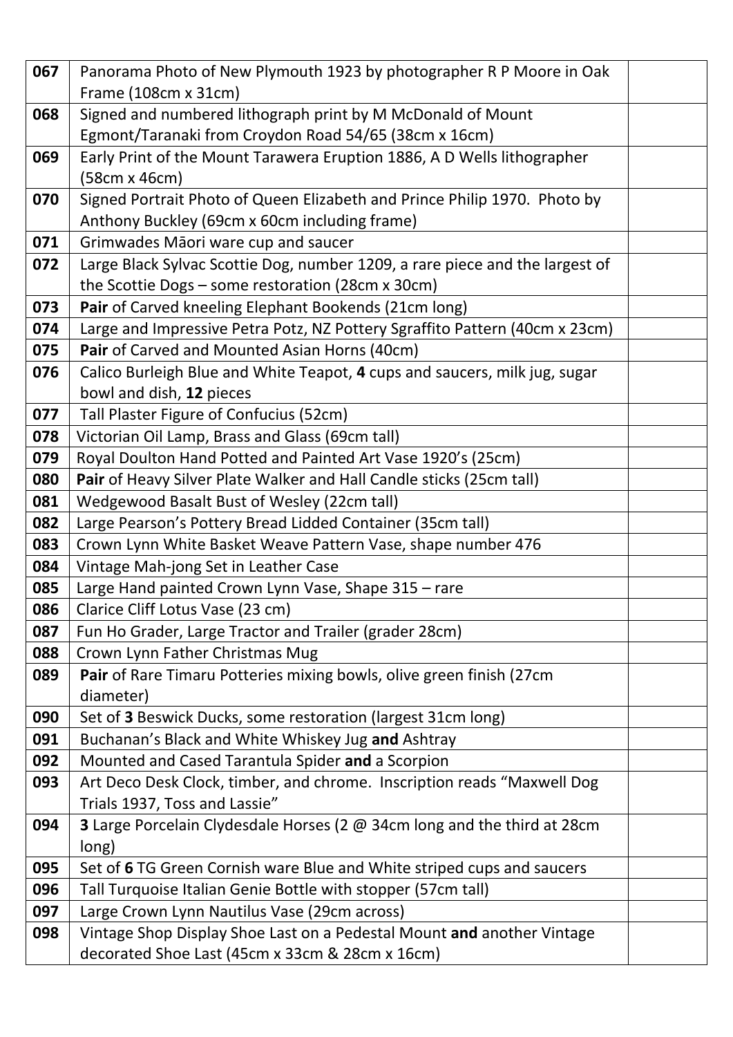| | | |
|---|---|---|
| 067 | Panorama Photo of New Plymouth 1923 by photographer R P Moore in Oak Frame (108cm x 31cm) | |
| 068 | Signed and numbered lithograph print by M McDonald of Mount Egmont/Taranaki from Croydon Road 54/65 (38cm x 16cm) | |
| 069 | Early Print of the Mount Tarawera Eruption 1886, A D Wells lithographer (58cm x 46cm) | |
| 070 | Signed Portrait Photo of Queen Elizabeth and Prince Philip 1970. Photo by Anthony Buckley (69cm x 60cm including frame) | |
| 071 | Grimwades Māori ware cup and saucer | |
| 072 | Large Black Sylvac Scottie Dog, number 1209, a rare piece and the largest of the Scottie Dogs – some restoration (28cm x 30cm) | |
| 073 | **Pair** of Carved kneeling Elephant Bookends (21cm long) | |
| 074 | Large and Impressive Petra Potz, NZ Pottery Sgraffito Pattern (40cm x 23cm) | |
| 075 | **Pair** of Carved and Mounted Asian Horns (40cm) | |
| 076 | Calico Burleigh Blue and White Teapot, **4** cups and saucers, milk jug, sugar bowl and dish, **12** pieces | |
| 077 | Tall Plaster Figure of Confucius (52cm) | |
| 078 | Victorian Oil Lamp, Brass and Glass (69cm tall) | |
| 079 | Royal Doulton Hand Potted and Painted Art Vase 1920's (25cm) | |
| 080 | **Pair** of Heavy Silver Plate Walker and Hall Candle sticks (25cm tall) | |
| 081 | Wedgewood Basalt Bust of Wesley (22cm tall) | |
| 082 | Large Pearson's Pottery Bread Lidded Container (35cm tall) | |
| 083 | Crown Lynn White Basket Weave Pattern Vase, shape number 476 | |
| 084 | Vintage Mah-jong Set in Leather Case | |
| 085 | Large Hand painted Crown Lynn Vase, Shape 315 – rare | |
| 086 | Clarice Cliff Lotus Vase (23 cm) | |
| 087 | Fun Ho Grader, Large Tractor and Trailer (grader 28cm) | |
| 088 | Crown Lynn Father Christmas Mug | |
| 089 | **Pair** of Rare Timaru Potteries mixing bowls, olive green finish (27cm diameter) | |
| 090 | Set of **3** Beswick Ducks, some restoration (largest 31cm long) | |
| 091 | Buchanan's Black and White Whiskey Jug **and** Ashtray | |
| 092 | Mounted and Cased Tarantula Spider **and** a Scorpion | |
| 093 | Art Deco Desk Clock, timber, and chrome. Inscription reads "Maxwell Dog Trials 1937, Toss and Lassie" | |
| 094 | **3** Large Porcelain Clydesdale Horses (2 @ 34cm long and the third at 28cm long) | |
| 095 | Set of **6** TG Green Cornish ware Blue and White striped cups and saucers | |
| 096 | Tall Turquoise Italian Genie Bottle with stopper (57cm tall) | |
| 097 | Large Crown Lynn Nautilus Vase (29cm across) | |
| 098 | Vintage Shop Display Shoe Last on a Pedestal Mount **and** another Vintage decorated Shoe Last (45cm x 33cm & 28cm x 16cm) | |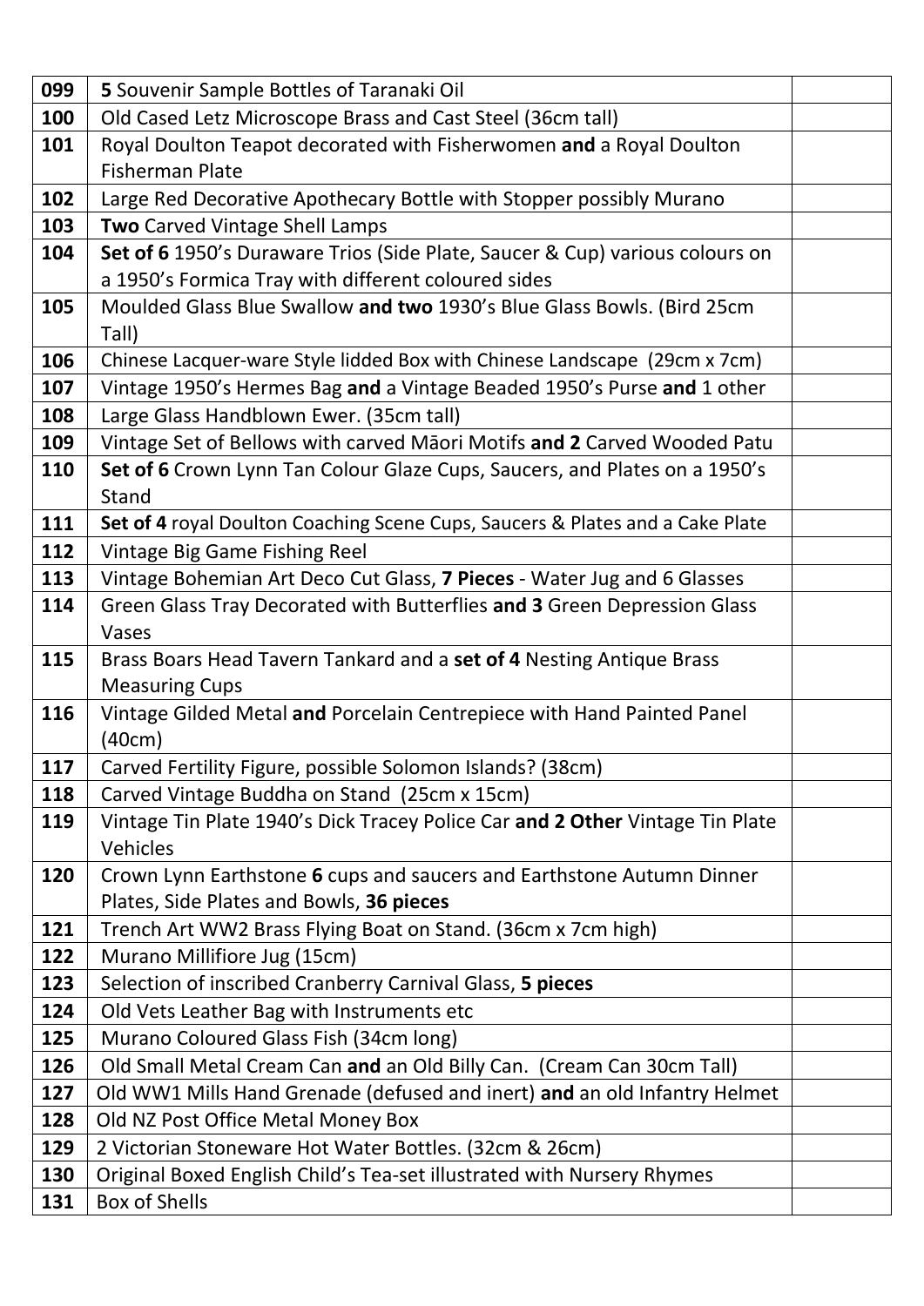| | | |
|---|---|---|
| **099** | **5** Souvenir Sample Bottles of Taranaki Oil | |
| **100** | Old Cased Letz Microscope Brass and Cast Steel (36cm tall) | |
| **101** | Royal Doulton Teapot decorated with Fisherwomen **and** a Royal Doulton Fisherman Plate | |
| **102** | Large Red Decorative Apothecary Bottle with Stopper possibly Murano | |
| **103** | **Two** Carved Vintage Shell Lamps | |
| **104** | **Set of 6** 1950's Duraware Trios (Side Plate, Saucer & Cup) various colours on a 1950's Formica Tray with different coloured sides | |
| **105** | Moulded Glass Blue Swallow **and two** 1930's Blue Glass Bowls. (Bird 25cm Tall) | |
| **106** | Chinese Lacquer-ware Style lidded Box with Chinese Landscape (29cm x 7cm) | |
| **107** | Vintage 1950's Hermes Bag **and** a Vintage Beaded 1950's Purse **and** 1 other | |
| **108** | Large Glass Handblown Ewer. (35cm tall) | |
| **109** | Vintage Set of Bellows with carved Māori Motifs **and 2** Carved Wooded Patu | |
| **110** | **Set of 6** Crown Lynn Tan Colour Glaze Cups, Saucers, and Plates on a 1950's Stand | |
| **111** | **Set of 4** royal Doulton Coaching Scene Cups, Saucers & Plates and a Cake Plate | |
| **112** | Vintage Big Game Fishing Reel | |
| **113** | Vintage Bohemian Art Deco Cut Glass, **7 Pieces** - Water Jug and 6 Glasses | |
| **114** | Green Glass Tray Decorated with Butterflies **and 3** Green Depression Glass Vases | |
| **115** | Brass Boars Head Tavern Tankard and a **set of 4** Nesting Antique Brass Measuring Cups | |
| **116** | Vintage Gilded Metal **and** Porcelain Centrepiece with Hand Painted Panel (40cm) | |
| **117** | Carved Fertility Figure, possible Solomon Islands? (38cm) | |
| **118** | Carved Vintage Buddha on Stand (25cm x 15cm) | |
| **119** | Vintage Tin Plate 1940's Dick Tracey Police Car **and 2 Other** Vintage Tin Plate Vehicles | |
| **120** | Crown Lynn Earthstone **6** cups and saucers and Earthstone Autumn Dinner Plates, Side Plates and Bowls, **36 pieces** | |
| **121** | Trench Art WW2 Brass Flying Boat on Stand. (36cm x 7cm high) | |
| **122** | Murano Millifiore Jug (15cm) | |
| **123** | Selection of inscribed Cranberry Carnival Glass, **5 pieces** | |
| **124** | Old Vets Leather Bag with Instruments etc | |
| **125** | Murano Coloured Glass Fish (34cm long) | |
| **126** | Old Small Metal Cream Can **and** an Old Billy Can. (Cream Can 30cm Tall) | |
| **127** | Old WW1 Mills Hand Grenade (defused and inert) **and** an old Infantry Helmet | |
| **128** | Old NZ Post Office Metal Money Box | |
| **129** | 2 Victorian Stoneware Hot Water Bottles. (32cm & 26cm) | |
| **130** | Original Boxed English Child's Tea-set illustrated with Nursery Rhymes | |
| **131** | Box of Shells | |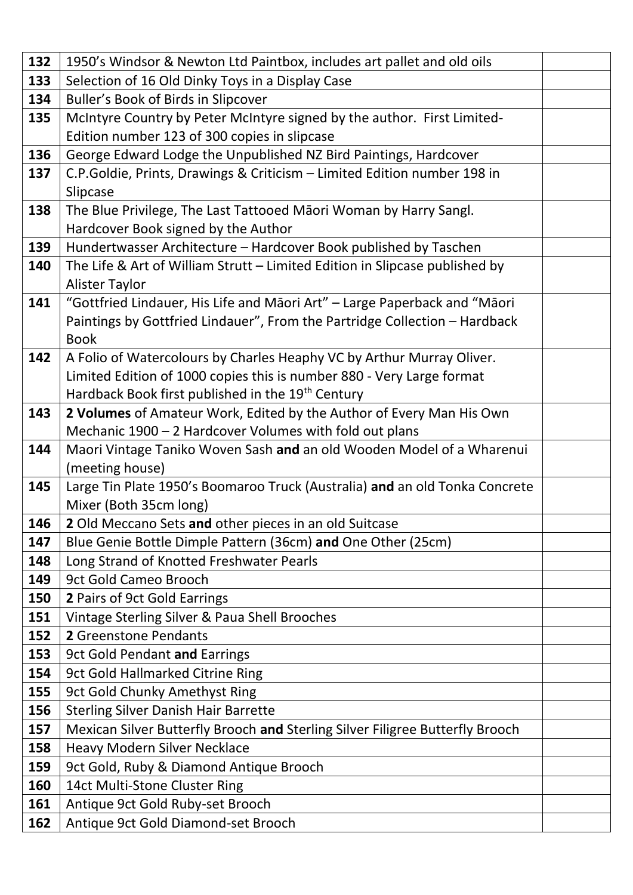| | | |
|---|---|---|
| **132** | 1950's Windsor & Newton Ltd Paintbox, includes art pallet and old oils | |
| **133** | Selection of 16 Old Dinky Toys in a Display Case | |
| **134** | Buller's Book of Birds in Slipcover | |
| **135** | McIntyre Country by Peter McIntyre signed by the author. First Limited-Edition number 123 of 300 copies in slipcase | |
| **136** | George Edward Lodge the Unpublished NZ Bird Paintings, Hardcover | |
| **137** | C.P.Goldie, Prints, Drawings & Criticism – Limited Edition number 198 in Slipcase | |
| **138** | The Blue Privilege, The Last Tattooed Māori Woman by Harry Sangl. Hardcover Book signed by the Author | |
| **139** | Hundertwasser Architecture – Hardcover Book published by Taschen | |
| **140** | The Life & Art of William Strutt – Limited Edition in Slipcase published by Alister Taylor | |
| **141** | "Gottfried Lindauer, His Life and Māori Art" – Large Paperback and "Māori Paintings by Gottfried Lindauer", From the Partridge Collection – Hardback Book | |
| **142** | A Folio of Watercolours by Charles Heaphy VC by Arthur Murray Oliver. Limited Edition of 1000 copies this is number 880 - Very Large format Hardback Book first published in the 19th Century | |
| **143** | **2 Volumes** of Amateur Work, Edited by the Author of Every Man His Own Mechanic 1900 – 2 Hardcover Volumes with fold out plans | |
| **144** | Maori Vintage Taniko Woven Sash **and** an old Wooden Model of a Wharenui (meeting house) | |
| **145** | Large Tin Plate 1950's Boomaroo Truck (Australia) **and** an old Tonka Concrete Mixer (Both 35cm long) | |
| **146** | **2** Old Meccano Sets **and** other pieces in an old Suitcase | |
| **147** | Blue Genie Bottle Dimple Pattern (36cm) **and** One Other (25cm) | |
| **148** | Long Strand of Knotted Freshwater Pearls | |
| **149** | 9ct Gold Cameo Brooch | |
| **150** | **2** Pairs of 9ct Gold Earrings | |
| **151** | Vintage Sterling Silver & Paua Shell Brooches | |
| **152** | **2** Greenstone Pendants | |
| **153** | 9ct Gold Pendant **and** Earrings | |
| **154** | 9ct Gold Hallmarked Citrine Ring | |
| **155** | 9ct Gold Chunky Amethyst Ring | |
| **156** | Sterling Silver Danish Hair Barrette | |
| **157** | Mexican Silver Butterfly Brooch **and** Sterling Silver Filigree Butterfly Brooch | |
| **158** | Heavy Modern Silver Necklace | |
| **159** | 9ct Gold, Ruby & Diamond Antique Brooch | |
| **160** | 14ct Multi-Stone Cluster Ring | |
| **161** | Antique 9ct Gold Ruby-set Brooch | |
| **162** | Antique 9ct Gold Diamond-set Brooch | |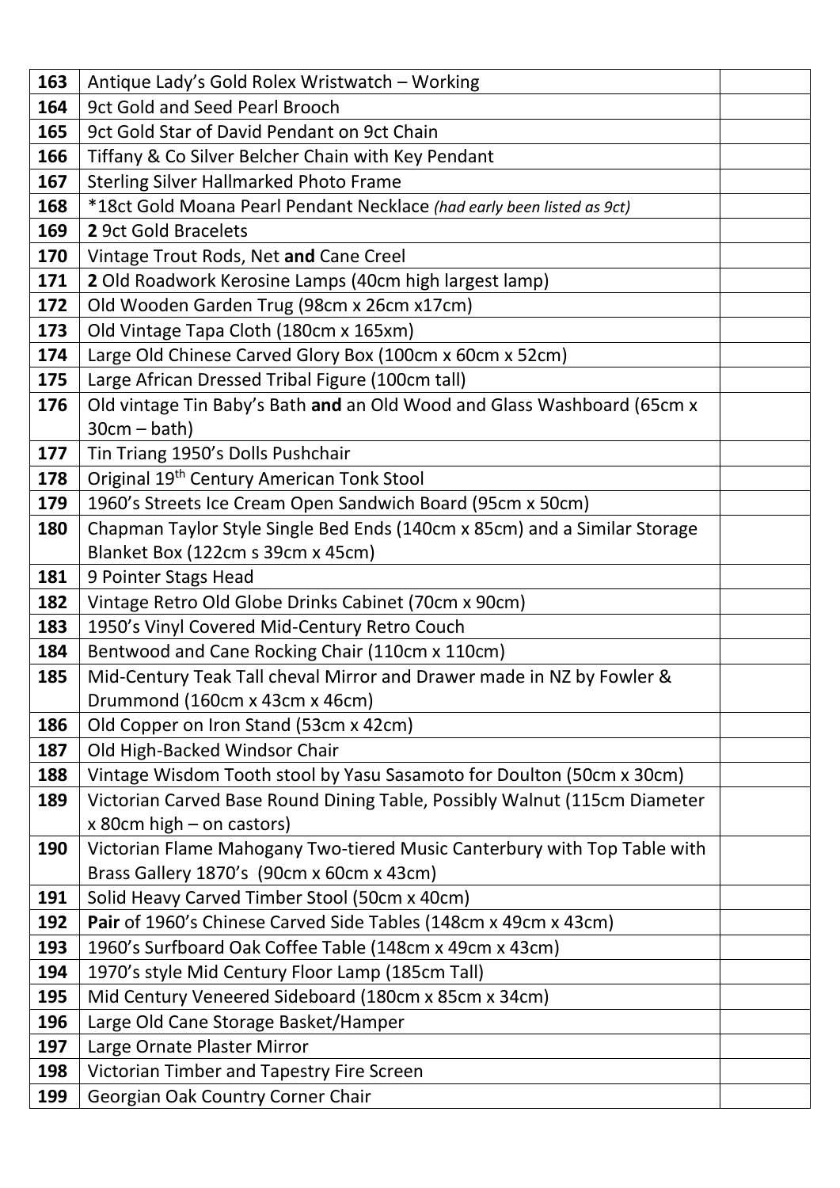| | | |
|---|---|---|
| **163** | Antique Lady's Gold Rolex Wristwatch – Working | |
| **164** | 9ct Gold and Seed Pearl Brooch | |
| **165** | 9ct Gold Star of David Pendant on 9ct Chain | |
| **166** | Tiffany & Co Silver Belcher Chain with Key Pendant | |
| **167** | Sterling Silver Hallmarked Photo Frame | |
| **168** | *18ct Gold Moana Pearl Pendant Necklace *(had early been listed as 9ct)* | |
| **169** | **2** 9ct Gold Bracelets | |
| **170** | Vintage Trout Rods, Net **and** Cane Creel | |
| **171** | **2** Old Roadwork Kerosine Lamps (40cm high largest lamp) | |
| **172** | Old Wooden Garden Trug (98cm x 26cm x17cm) | |
| **173** | Old Vintage Tapa Cloth (180cm x 165xm) | |
| **174** | Large Old Chinese Carved Glory Box (100cm x 60cm x 52cm) | |
| **175** | Large African Dressed Tribal Figure (100cm tall) | |
| **176** | Old vintage Tin Baby's Bath **and** an Old Wood and Glass Washboard (65cm x 30cm – bath) | |
| **177** | Tin Triang 1950's Dolls Pushchair | |
| **178** | Original 19th Century American Tonk Stool | |
| **179** | 1960's Streets Ice Cream Open Sandwich Board (95cm x 50cm) | |
| **180** | Chapman Taylor Style Single Bed Ends (140cm x 85cm) and a Similar Storage Blanket Box (122cm s 39cm x 45cm) | |
| **181** | 9 Pointer Stags Head | |
| **182** | Vintage Retro Old Globe Drinks Cabinet (70cm x 90cm) | |
| **183** | 1950's Vinyl Covered Mid-Century Retro Couch | |
| **184** | Bentwood and Cane Rocking Chair (110cm x 110cm) | |
| **185** | Mid-Century Teak Tall cheval Mirror and Drawer made in NZ by Fowler & Drummond (160cm x 43cm x 46cm) | |
| **186** | Old Copper on Iron Stand (53cm x 42cm) | |
| **187** | Old High-Backed Windsor Chair | |
| **188** | Vintage Wisdom Tooth stool by Yasu Sasamoto for Doulton (50cm x 30cm) | |
| **189** | Victorian Carved Base Round Dining Table, Possibly Walnut (115cm Diameter x 80cm high – on castors) | |
| **190** | Victorian Flame Mahogany Two-tiered Music Canterbury with Top Table with Brass Gallery 1870's (90cm x 60cm x 43cm) | |
| **191** | Solid Heavy Carved Timber Stool (50cm x 40cm) | |
| **192** | **Pair** of 1960's Chinese Carved Side Tables (148cm x 49cm x 43cm) | |
| **193** | 1960's Surfboard Oak Coffee Table (148cm x 49cm x 43cm) | |
| **194** | 1970's style Mid Century Floor Lamp (185cm Tall) | |
| **195** | Mid Century Veneered Sideboard (180cm x 85cm x 34cm) | |
| **196** | Large Old Cane Storage Basket/Hamper | |
| **197** | Large Ornate Plaster Mirror | |
| **198** | Victorian Timber and Tapestry Fire Screen | |
| **199** | Georgian Oak Country Corner Chair | |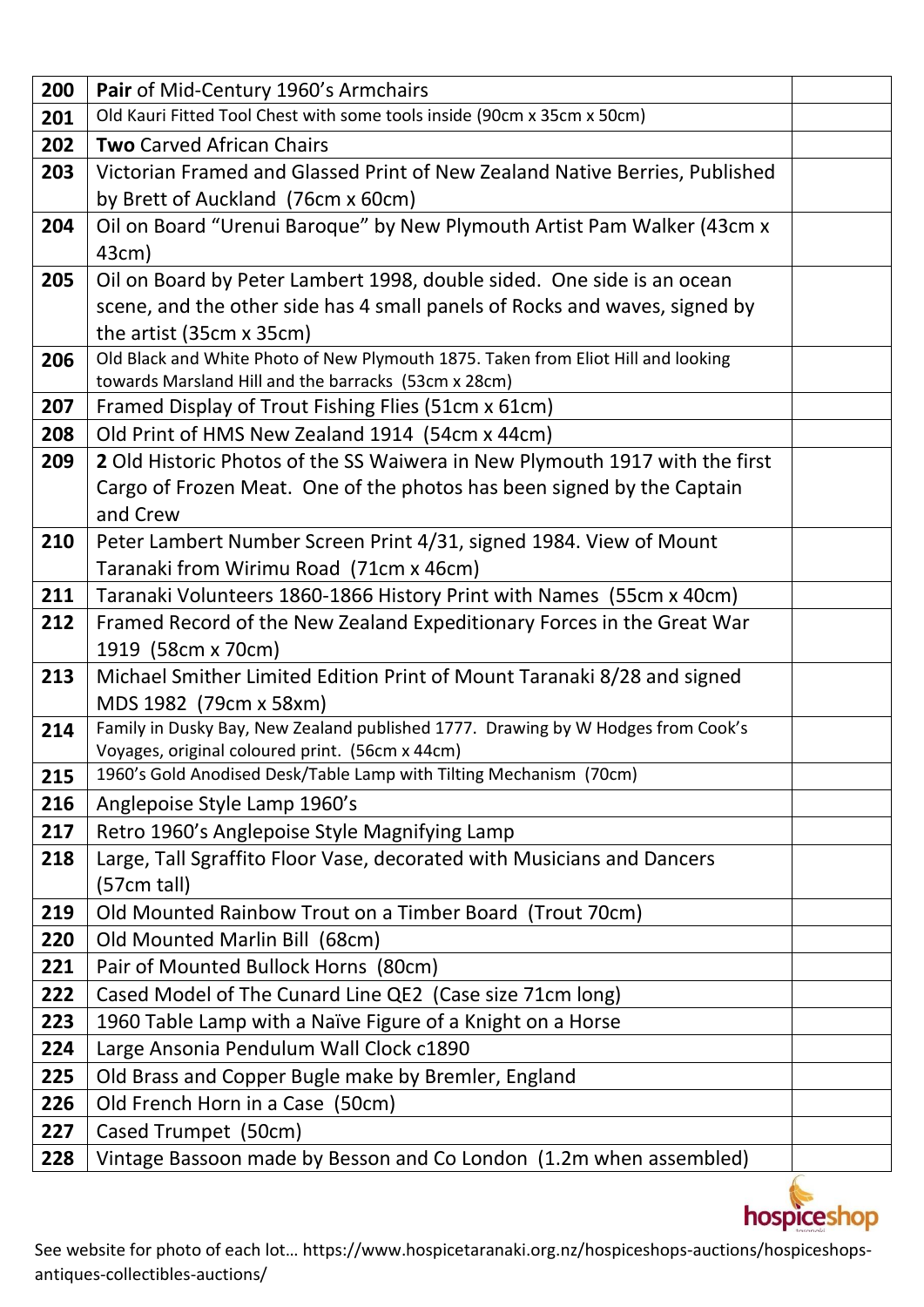| | | |
|---|---|---|
| 200 | **Pair** of Mid-Century 1960's Armchairs | |
| 201 | Old Kauri Fitted Tool Chest with some tools inside (90cm x 35cm x 50cm) | |
| 202 | **Two** Carved African Chairs | |
| 203 | Victorian Framed and Glassed Print of New Zealand Native Berries, Published by Brett of Auckland (76cm x 60cm) | |
| 204 | Oil on Board "Urenui Baroque" by New Plymouth Artist Pam Walker (43cm x 43cm) | |
| 205 | Oil on Board by Peter Lambert 1998, double sided. One side is an ocean scene, and the other side has 4 small panels of Rocks and waves, signed by the artist (35cm x 35cm) | |
| 206 | Old Black and White Photo of New Plymouth 1875. Taken from Eliot Hill and looking towards Marsland Hill and the barracks (53cm x 28cm) | |
| 207 | Framed Display of Trout Fishing Flies (51cm x 61cm) | |
| 208 | Old Print of HMS New Zealand 1914 (54cm x 44cm) | |
| 209 | **2** Old Historic Photos of the SS Waiwera in New Plymouth 1917 with the first Cargo of Frozen Meat. One of the photos has been signed by the Captain and Crew | |
| 210 | Peter Lambert Number Screen Print 4/31, signed 1984. View of Mount Taranaki from Wirimu Road (71cm x 46cm) | |
| 211 | Taranaki Volunteers 1860-1866 History Print with Names (55cm x 40cm) | |
| 212 | Framed Record of the New Zealand Expeditionary Forces in the Great War 1919 (58cm x 70cm) | |
| 213 | Michael Smither Limited Edition Print of Mount Taranaki 8/28 and signed MDS 1982 (79cm x 58xm) | |
| 214 | Family in Dusky Bay, New Zealand published 1777. Drawing by W Hodges from Cook's Voyages, original coloured print. (56cm x 44cm) | |
| 215 | 1960's Gold Anodised Desk/Table Lamp with Tilting Mechanism (70cm) | |
| 216 | Anglepoise Style Lamp 1960's | |
| 217 | Retro 1960's Anglepoise Style Magnifying Lamp | |
| 218 | Large, Tall Sgraffito Floor Vase, decorated with Musicians and Dancers (57cm tall) | |
| 219 | Old Mounted Rainbow Trout on a Timber Board (Trout 70cm) | |
| 220 | Old Mounted Marlin Bill (68cm) | |
| 221 | Pair of Mounted Bullock Horns (80cm) | |
| 222 | Cased Model of The Cunard Line QE2 (Case size 71cm long) | |
| 223 | 1960 Table Lamp with a Naïve Figure of a Knight on a Horse | |
| 224 | Large Ansonia Pendulum Wall Clock c1890 | |
| 225 | Old Brass and Copper Bugle make by Bremler, England | |
| 226 | Old French Horn in a Case (50cm) | |
| 227 | Cased Trumpet (50cm) | |
| 228 | Vintage Bassoon made by Besson and Co London (1.2m when assembled) | |

hospiceshop

See website for photo of each lot… https://www.hospicetaranaki.org.nz/hospiceshops-auctions/hospiceshops-antiques-collectibles-auctions/